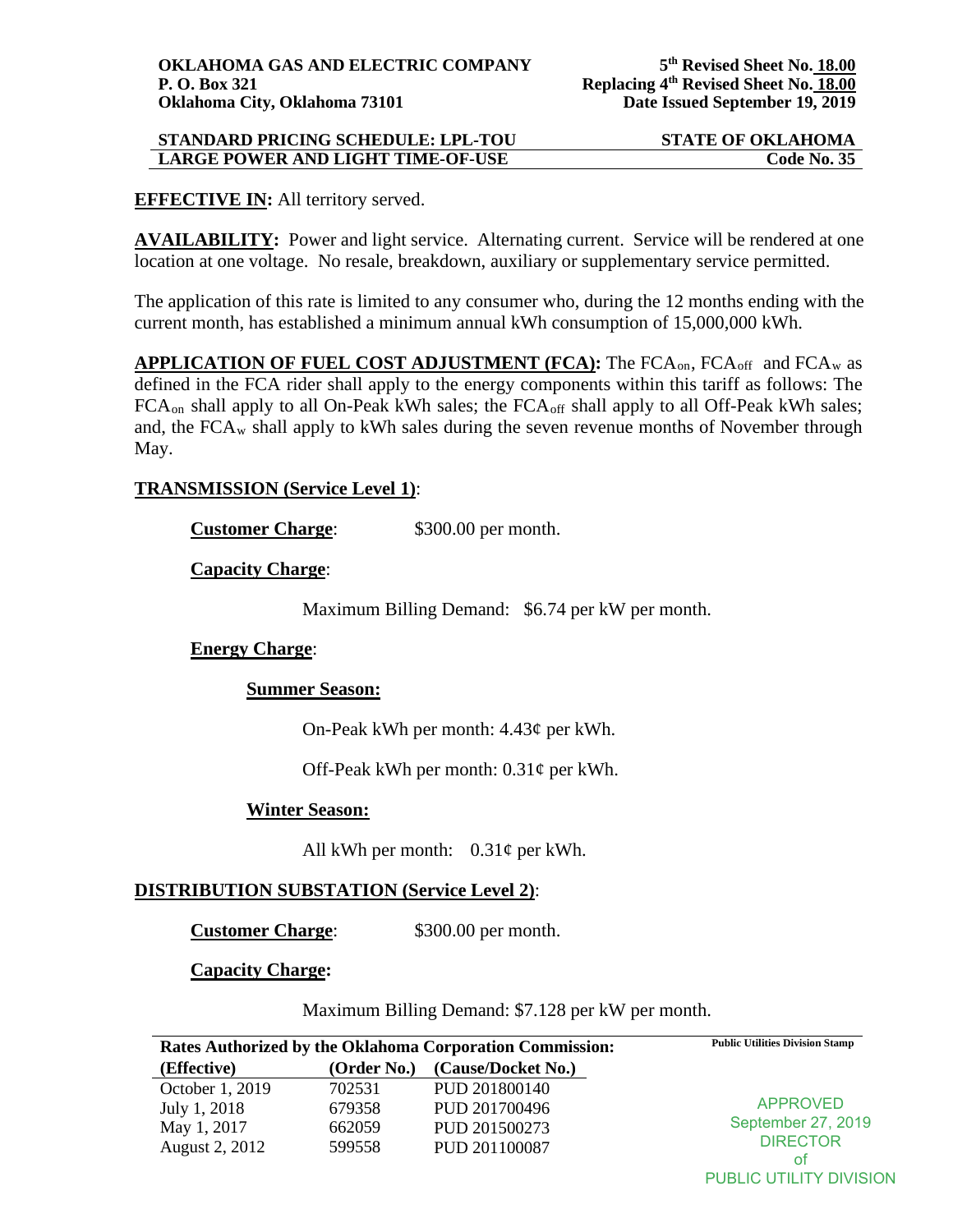**OKLAHOMA GAS AND ELECTRIC COMPANY**
**P. O. Box 321**
**Oklahoma City, Oklahoma 73101**

**5th Revised Sheet No. 18.00**
**Replacing 4th Revised Sheet No. 18.00**
**Date Issued September 19, 2019**

**STANDARD PRICING SCHEDULE: LPL-TOU** — **STATE OF OKLAHOMA**
**LARGE POWER AND LIGHT TIME-OF-USE** — **Code No. 35**

**EFFECTIVE IN:** All territory served.

**AVAILABILITY:** Power and light service. Alternating current. Service will be rendered at one location at one voltage. No resale, breakdown, auxiliary or supplementary service permitted.

The application of this rate is limited to any consumer who, during the 12 months ending with the current month, has established a minimum annual kWh consumption of 15,000,000 kWh.

**APPLICATION OF FUEL COST ADJUSTMENT (FCA):** The $FCA_{on}$, $FCA_{off}$ and $FCA_{w}$ as defined in the FCA rider shall apply to the energy components within this tariff as follows: The $FCA_{on}$ shall apply to all On-Peak kWh sales; the $FCA_{off}$ shall apply to all Off-Peak kWh sales; and, the $FCA_{w}$ shall apply to kWh sales during the seven revenue months of November through May.

**TRANSMISSION (Service Level 1)**:

**Customer Charge**: $300.00 per month.

**Capacity Charge**:

Maximum Billing Demand: $6.74 per kW per month.

**Energy Charge**:

**Summer Season:**

On-Peak kWh per month: 4.43¢ per kWh.

Off-Peak kWh per month: 0.31¢ per kWh.

**Winter Season:**

All kWh per month: 0.31¢ per kWh.

**DISTRIBUTION SUBSTATION (Service Level 2)**:

**Customer Charge**: $300.00 per month.

**Capacity Charge:**

Maximum Billing Demand: $7.128 per kW per month.

**Rates Authorized by the Oklahoma Corporation Commission:**

| (Effective) | (Order No.) | (Cause/Docket No.) |
|---|---|---|
| October 1, 2019 | 702531 | PUD 201800140 |
| July 1, 2018 | 679358 | PUD 201700496 |
| May 1, 2017 | 662059 | PUD 201500273 |
| August 2, 2012 | 599558 | PUD 201100087 |

Public Utilities Division Stamp

APPROVED
September 27, 2019
DIRECTOR
of
PUBLIC UTILITY DIVISION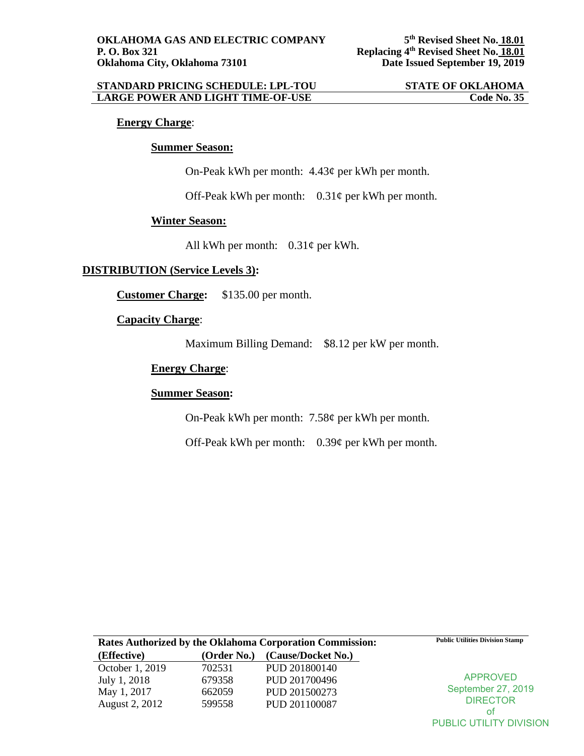**OKLAHOMA GAS AND ELECTRIC COMPANY**
**P. O. Box 321**
**Oklahoma City, Oklahoma 73101**

**5th Revised Sheet No. 18.01**
**Replacing 4th Revised Sheet No. 18.01**
**Date Issued September 19, 2019**

**STANDARD PRICING SCHEDULE: LPL-TOU** | **STATE OF OKLAHOMA**
**LARGE POWER AND LIGHT TIME-OF-USE** | **Code No. 35**

**Energy Charge**:

**Summer Season:**

On-Peak kWh per month: 4.43¢ per kWh per month.

Off-Peak kWh per month: 0.31¢ per kWh per month.

**Winter Season:**

All kWh per month: 0.31¢ per kWh.

**DISTRIBUTION (Service Levels 3):**

**Customer Charge:** $135.00 per month.

**Capacity Charge**:

Maximum Billing Demand: $8.12 per kW per month.

**Energy Charge**:

**Summer Season:**

On-Peak kWh per month: 7.58¢ per kWh per month.

Off-Peak kWh per month: 0.39¢ per kWh per month.

**Rates Authorized by the Oklahoma Corporation Commission:**

| (Effective) | (Order No.) | (Cause/Docket No.) |
|---|---|---|
| October 1, 2019 | 702531 | PUD 201800140 |
| July 1, 2018 | 679358 | PUD 201700496 |
| May 1, 2017 | 662059 | PUD 201500273 |
| August 2, 2012 | 599558 | PUD 201100087 |

**Public Utilities Division Stamp**

APPROVED
September 27, 2019
DIRECTOR
of
PUBLIC UTILITY DIVISION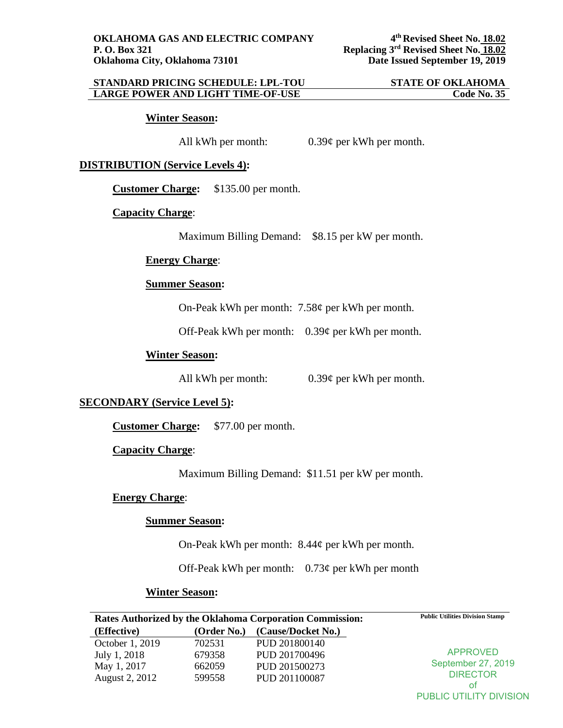**Winter Season:**

All kWh per month: 0.39¢ per kWh per month.

**DISTRIBUTION (Service Levels 4):**

**Customer Charge:** $135.00 per month.

**Capacity Charge**:

Maximum Billing Demand: $8.15 per kW per month.

**Energy Charge**:

**Summer Season:**

On-Peak kWh per month: 7.58¢ per kWh per month.

Off-Peak kWh per month: 0.39¢ per kWh per month.

**Winter Season:**

All kWh per month: 0.39¢ per kWh per month.

**SECONDARY (Service Level 5):**

**Customer Charge:** $77.00 per month.

**Capacity Charge**:

Maximum Billing Demand: $11.51 per kW per month.

**Energy Charge**:

**Summer Season:**

On-Peak kWh per month: 8.44¢ per kWh per month.

Off-Peak kWh per month: 0.73¢ per kWh per month

**Winter Season:**

**Rates Authorized by the Oklahoma Corporation Commission:**

| (Effective) | (Order No.) | (Cause/Docket No.) |
|---|---|---|
| October 1, 2019 | 702531 | PUD 201800140 |
| July 1, 2018 | 679358 | PUD 201700496 |
| May 1, 2017 | 662059 | PUD 201500273 |
| August 2, 2012 | 599558 | PUD 201100087 |

Public Utilities Division Stamp

APPROVED
September 27, 2019
DIRECTOR
of
PUBLIC UTILITY DIVISION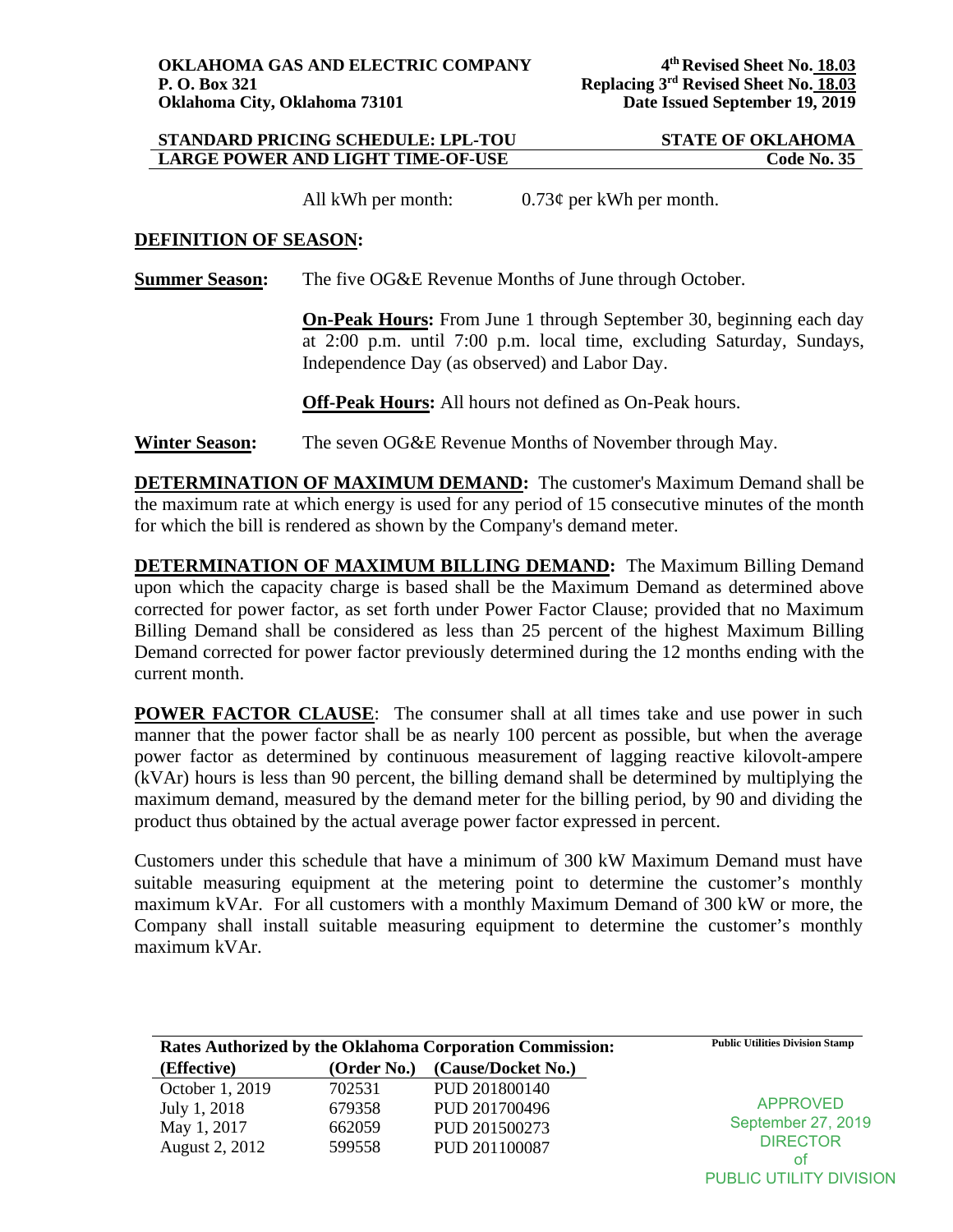All kWh per month: 0.73¢ per kWh per month.

**DEFINITION OF SEASON:**

**Summer Season:** The five OG&E Revenue Months of June through October.

**On-Peak Hours:** From June 1 through September 30, beginning each day at 2:00 p.m. until 7:00 p.m. local time, excluding Saturday, Sundays, Independence Day (as observed) and Labor Day.

**Off-Peak Hours:** All hours not defined as On-Peak hours.

**Winter Season:** The seven OG&E Revenue Months of November through May.

**DETERMINATION OF MAXIMUM DEMAND:** The customer's Maximum Demand shall be the maximum rate at which energy is used for any period of 15 consecutive minutes of the month for which the bill is rendered as shown by the Company's demand meter.

**DETERMINATION OF MAXIMUM BILLING DEMAND:** The Maximum Billing Demand upon which the capacity charge is based shall be the Maximum Demand as determined above corrected for power factor, as set forth under Power Factor Clause; provided that no Maximum Billing Demand shall be considered as less than 25 percent of the highest Maximum Billing Demand corrected for power factor previously determined during the 12 months ending with the current month.

**POWER FACTOR CLAUSE**: The consumer shall at all times take and use power in such manner that the power factor shall be as nearly 100 percent as possible, but when the average power factor as determined by continuous measurement of lagging reactive kilovolt-ampere (kVAr) hours is less than 90 percent, the billing demand shall be determined by multiplying the maximum demand, measured by the demand meter for the billing period, by 90 and dividing the product thus obtained by the actual average power factor expressed in percent.

Customers under this schedule that have a minimum of 300 kW Maximum Demand must have suitable measuring equipment at the metering point to determine the customer's monthly maximum kVAr. For all customers with a monthly Maximum Demand of 300 kW or more, the Company shall install suitable measuring equipment to determine the customer's monthly maximum kVAr.

**Rates Authorized by the Oklahoma Corporation Commission:**

| (Effective) | (Order No.) | (Cause/Docket No.) |
|---|---|---|
| October 1, 2019 | 702531 | PUD 201800140 |
| July 1, 2018 | 679358 | PUD 201700496 |
| May 1, 2017 | 662059 | PUD 201500273 |
| August 2, 2012 | 599558 | PUD 201100087 |

Public Utilities Division Stamp

APPROVED
September 27, 2019
DIRECTOR
of
PUBLIC UTILITY DIVISION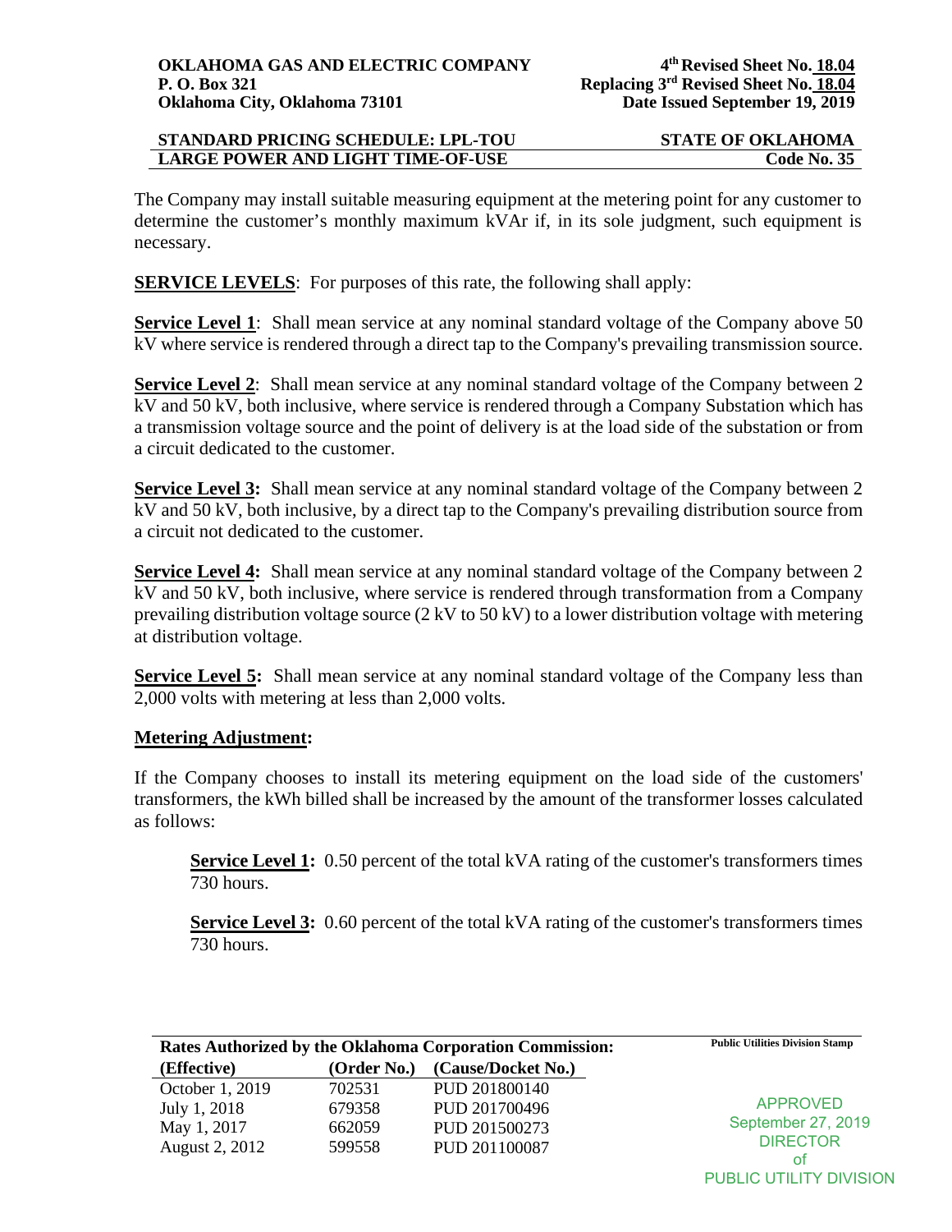The Company may install suitable measuring equipment at the metering point for any customer to determine the customer's monthly maximum kVAr if, in its sole judgment, such equipment is necessary.

**SERVICE LEVELS**: For purposes of this rate, the following shall apply:

**Service Level 1**: Shall mean service at any nominal standard voltage of the Company above 50 kV where service is rendered through a direct tap to the Company's prevailing transmission source.

**Service Level 2**: Shall mean service at any nominal standard voltage of the Company between 2 kV and 50 kV, both inclusive, where service is rendered through a Company Substation which has a transmission voltage source and the point of delivery is at the load side of the substation or from a circuit dedicated to the customer.

**Service Level 3:** Shall mean service at any nominal standard voltage of the Company between 2 kV and 50 kV, both inclusive, by a direct tap to the Company's prevailing distribution source from a circuit not dedicated to the customer.

**Service Level 4:** Shall mean service at any nominal standard voltage of the Company between 2 kV and 50 kV, both inclusive, where service is rendered through transformation from a Company prevailing distribution voltage source (2 kV to 50 kV) to a lower distribution voltage with metering at distribution voltage.

**Service Level 5:** Shall mean service at any nominal standard voltage of the Company less than 2,000 volts with metering at less than 2,000 volts.

**Metering Adjustment:**

If the Company chooses to install its metering equipment on the load side of the customers' transformers, the kWh billed shall be increased by the amount of the transformer losses calculated as follows:

**Service Level 1:** 0.50 percent of the total kVA rating of the customer's transformers times 730 hours.

**Service Level 3:** 0.60 percent of the total kVA rating of the customer's transformers times 730 hours.

**Rates Authorized by the Oklahoma Corporation Commission:**

| (Effective) | (Order No.) | (Cause/Docket No.) |
|---|---|---|
| October 1, 2019 | 702531 | PUD 201800140 |
| July 1, 2018 | 679358 | PUD 201700496 |
| May 1, 2017 | 662059 | PUD 201500273 |
| August 2, 2012 | 599558 | PUD 201100087 |

Public Utilities Division Stamp

APPROVED
September 27, 2019
DIRECTOR
of
PUBLIC UTILITY DIVISION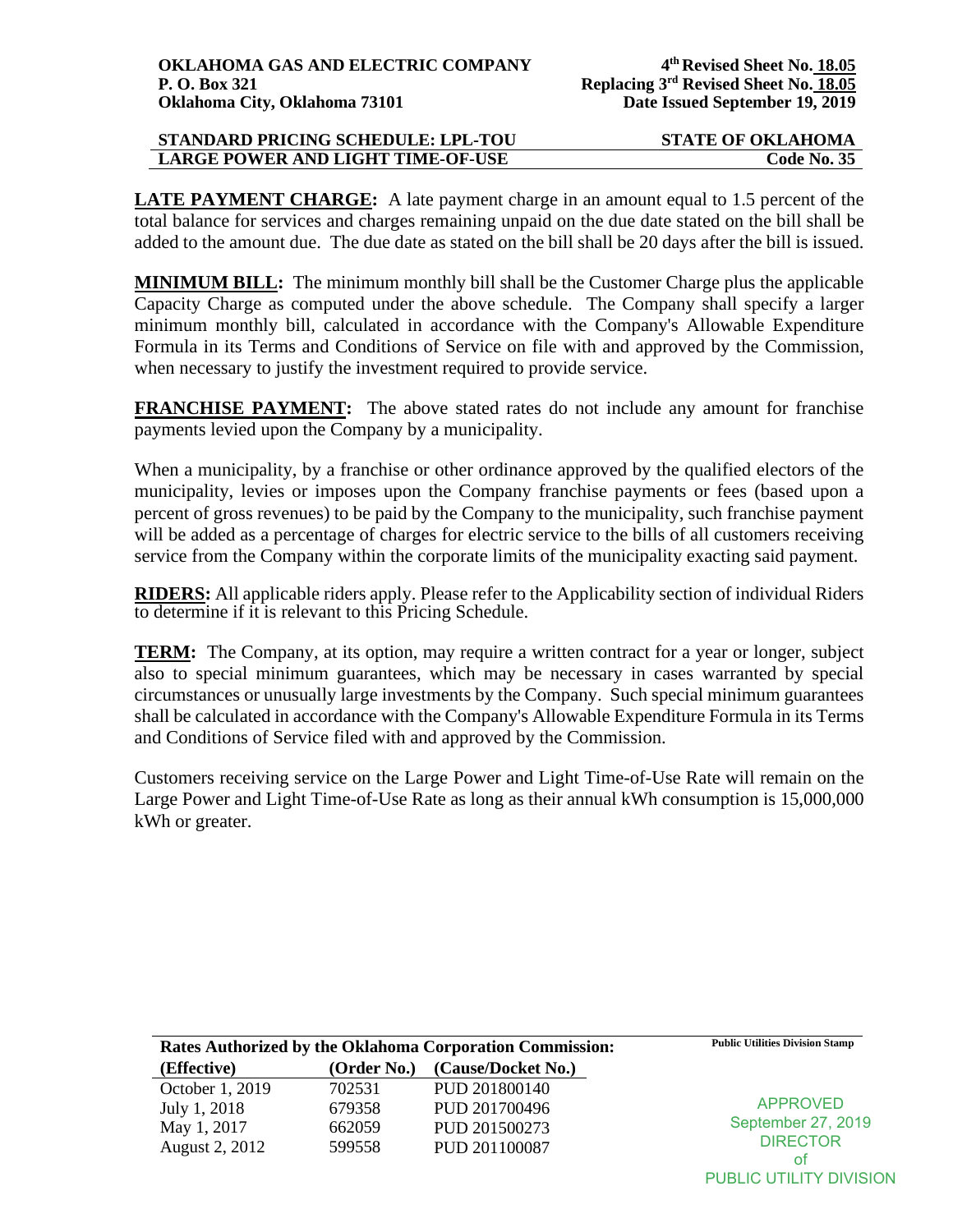**LATE PAYMENT CHARGE:** A late payment charge in an amount equal to 1.5 percent of the total balance for services and charges remaining unpaid on the due date stated on the bill shall be added to the amount due. The due date as stated on the bill shall be 20 days after the bill is issued.

**MINIMUM BILL:** The minimum monthly bill shall be the Customer Charge plus the applicable Capacity Charge as computed under the above schedule. The Company shall specify a larger minimum monthly bill, calculated in accordance with the Company's Allowable Expenditure Formula in its Terms and Conditions of Service on file with and approved by the Commission, when necessary to justify the investment required to provide service.

**FRANCHISE PAYMENT:** The above stated rates do not include any amount for franchise payments levied upon the Company by a municipality.

When a municipality, by a franchise or other ordinance approved by the qualified electors of the municipality, levies or imposes upon the Company franchise payments or fees (based upon a percent of gross revenues) to be paid by the Company to the municipality, such franchise payment will be added as a percentage of charges for electric service to the bills of all customers receiving service from the Company within the corporate limits of the municipality exacting said payment.

**RIDERS:** All applicable riders apply. Please refer to the Applicability section of individual Riders to determine if it is relevant to this Pricing Schedule.

**TERM:** The Company, at its option, may require a written contract for a year or longer, subject also to special minimum guarantees, which may be necessary in cases warranted by special circumstances or unusually large investments by the Company. Such special minimum guarantees shall be calculated in accordance with the Company's Allowable Expenditure Formula in its Terms and Conditions of Service filed with and approved by the Commission.

Customers receiving service on the Large Power and Light Time-of-Use Rate will remain on the Large Power and Light Time-of-Use Rate as long as their annual kWh consumption is 15,000,000 kWh or greater.

**Rates Authorized by the Oklahoma Corporation Commission:**

| (Effective) | (Order No.) | (Cause/Docket No.) |
|---|---|---|
| October 1, 2019 | 702531 | PUD 201800140 |
| July 1, 2018 | 679358 | PUD 201700496 |
| May 1, 2017 | 662059 | PUD 201500273 |
| August 2, 2012 | 599558 | PUD 201100087 |

Public Utilities Division Stamp

APPROVED
September 27, 2019
DIRECTOR
of
PUBLIC UTILITY DIVISION